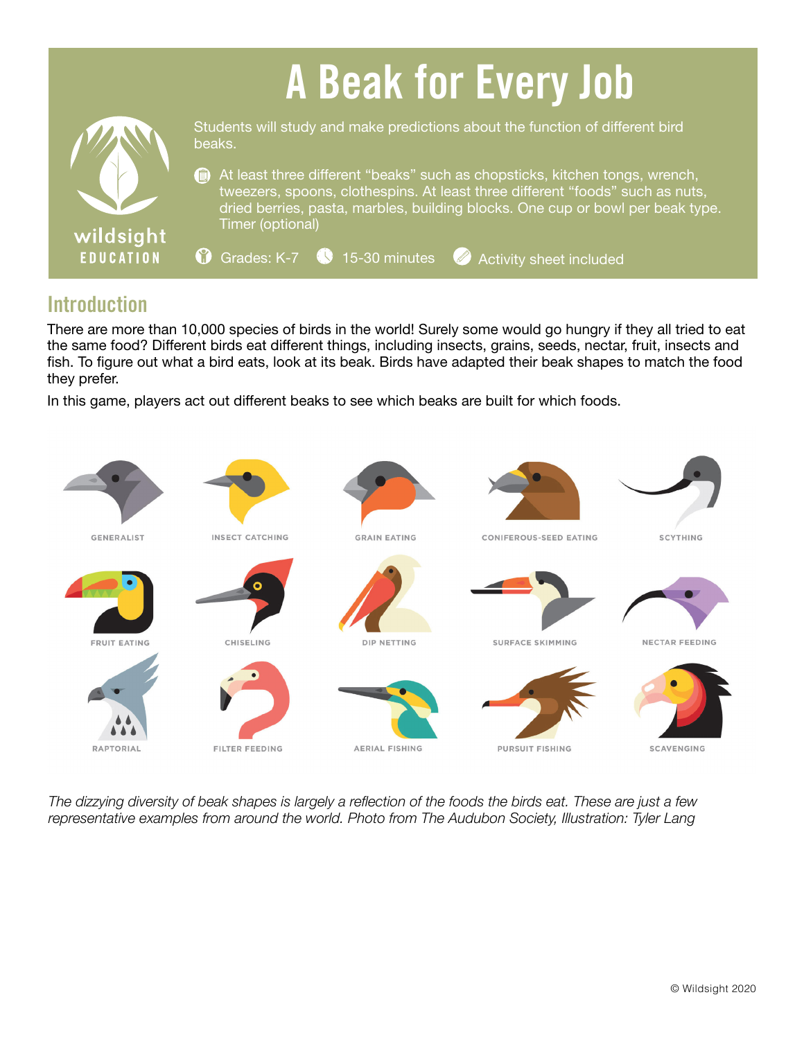# A Beak for Every Job

wildsight EDUCATION

Students will study and make predictions about the function of different bird beaks.

At least three different "beaks" such as chopsticks, kitchen tongs, wrench, tweezers, spoons, clothespins. At least three different "foods" such as nuts, dried berries, pasta, marbles, building blocks. One cup or bowl per beak type. Timer (optional)

Grades: K-7 | 15-30 minutes | Activity sheet included

## Introduction

There are more than 10,000 species of birds in the world! Surely some would go hungry if they all tried to eat the same food? Different birds eat different things, including insects, grains, seeds, nectar, fruit, insects and fish. To figure out what a bird eats, look at its beak. Birds have adapted their beak shapes to match the food they prefer.

In this game, players act out different beaks to see which beaks are built for which foods.

GENERALIST | INSECT CATCHING | GRAIN EATING | CONIFEROUS-SEED EATING | SCYTHING

FRUIT EATING | CHISELING | DIP NETTING | SURFACE SKIMMING | NECTAR FEEDING

RAPTORIAL | FILTER FEEDING | AERIAL FISHING | PURSUIT FISHING | SCAVENGING

*The dizzying diversity of beak shapes is largely a reflection of the foods the birds eat. These are just a few representative examples from around the world. Photo from The Audubon Society, Illustration: Tyler Lang*

© Wildsight 2020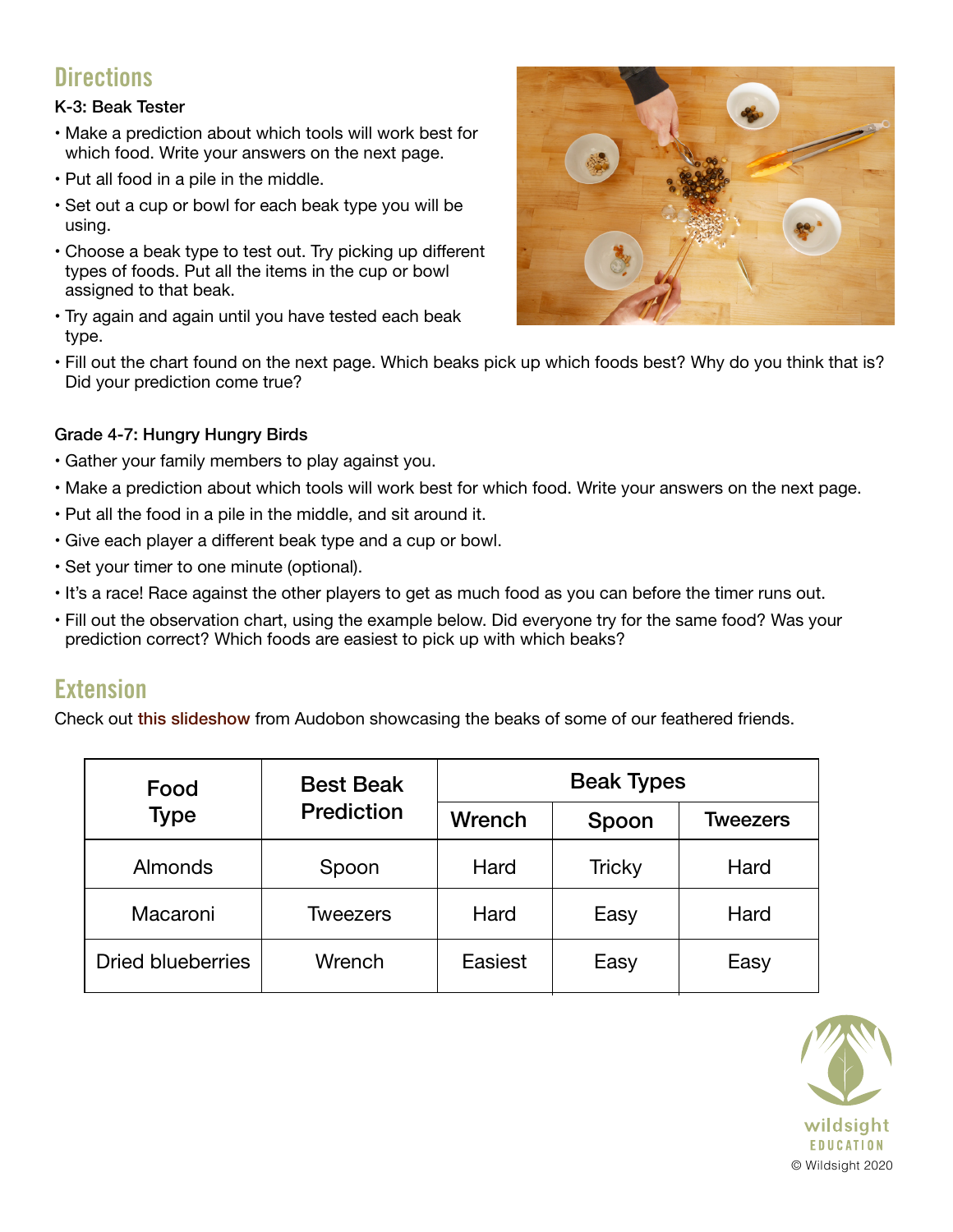## Directions

**K-3: Beak Tester**

- Make a prediction about which tools will work best for which food. Write your answers on the next page.
- Put all food in a pile in the middle.
- Set out a cup or bowl for each beak type you will be using.
- Choose a beak type to test out. Try picking up different types of foods. Put all the items in the cup or bowl assigned to that beak.
- Try again and again until you have tested each beak type.
- Fill out the chart found on the next page. Which beaks pick up which foods best? Why do you think that is? Did your prediction come true?

**Grade 4-7: Hungry Hungry Birds**

- Gather your family members to play against you.
- Make a prediction about which tools will work best for which food. Write your answers on the next page.
- Put all the food in a pile in the middle, and sit around it.
- Give each player a different beak type and a cup or bowl.
- Set your timer to one minute (optional).
- It's a race! Race against the other players to get as much food as you can before the timer runs out.
- Fill out the observation chart, using the example below. Did everyone try for the same food? Was your prediction correct? Which foods are easiest to pick up with which beaks?

## Extension

Check out this slideshow from Audobon showcasing the beaks of some of our feathered friends.

| Food Type | Best Beak Prediction | Beak Types | | |
|---|---|---|---|---|
| | | Wrench | Spoon | Tweezers |
| Almonds | Spoon | Hard | Tricky | Hard |
| Macaroni | Tweezers | Hard | Easy | Hard |
| Dried blueberries | Wrench | Easiest | Easy | Easy |

wildsight EDUCATION

© Wildsight 2020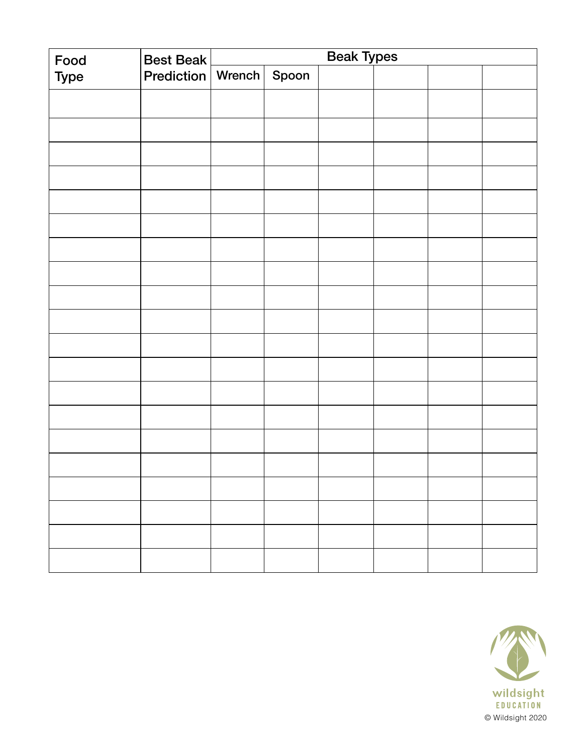| Food Type | Best Beak Prediction | Beak Types | | | | | |
|---|---|---|---|---|---|---|---|
| | | Wrench | Spoon | | | | |
| | | | | | | | |
| | | | | | | | |
| | | | | | | | |
| | | | | | | | |
| | | | | | | | |
| | | | | | | | |
| | | | | | | | |
| | | | | | | | |
| | | | | | | | |
| | | | | | | | |
| | | | | | | | |
| | | | | | | | |
| | | | | | | | |
| | | | | | | | |
| | | | | | | | |
| | | | | | | | |
| | | | | | | | |
| | | | | | | | |
| | | | | | | | |
| | | | | | | | |

wildsight EDUCATION

© Wildsight 2020